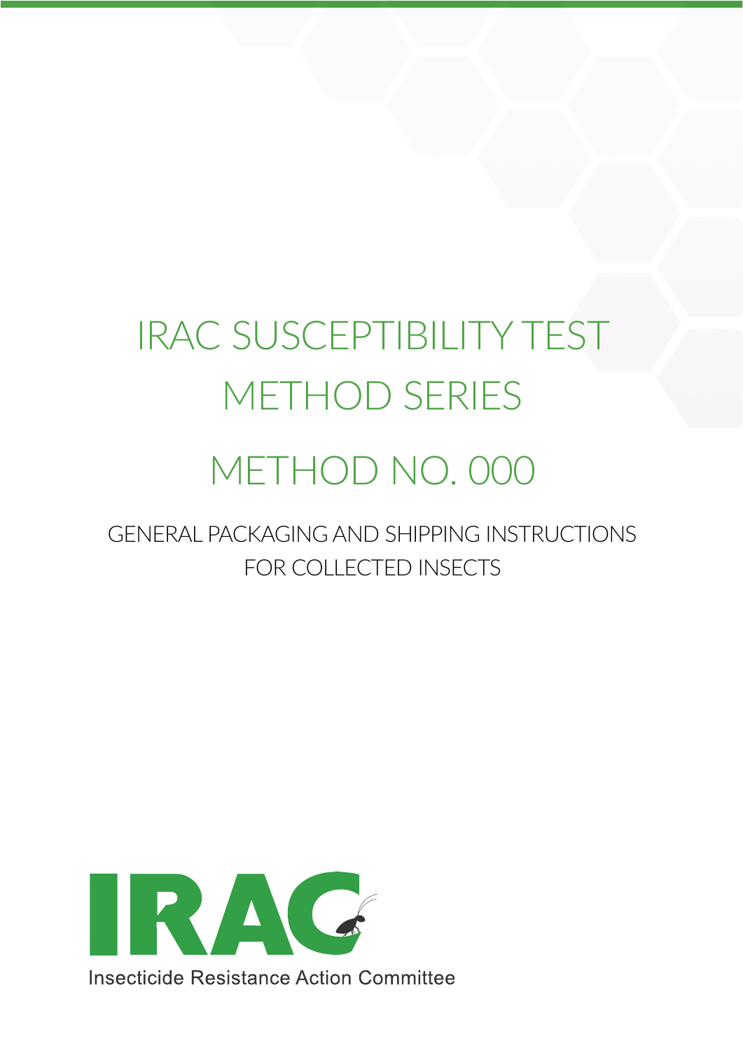# IRAC SUSCEPTIBILITY TEST METHOD SERIES

# METHOD NO. 000

## GENERAL PACKAGING AND SHIPPING INSTRUCTIONS FOR COLLECTED INSECTS

IRAC

Insecticide Resistance Action Committee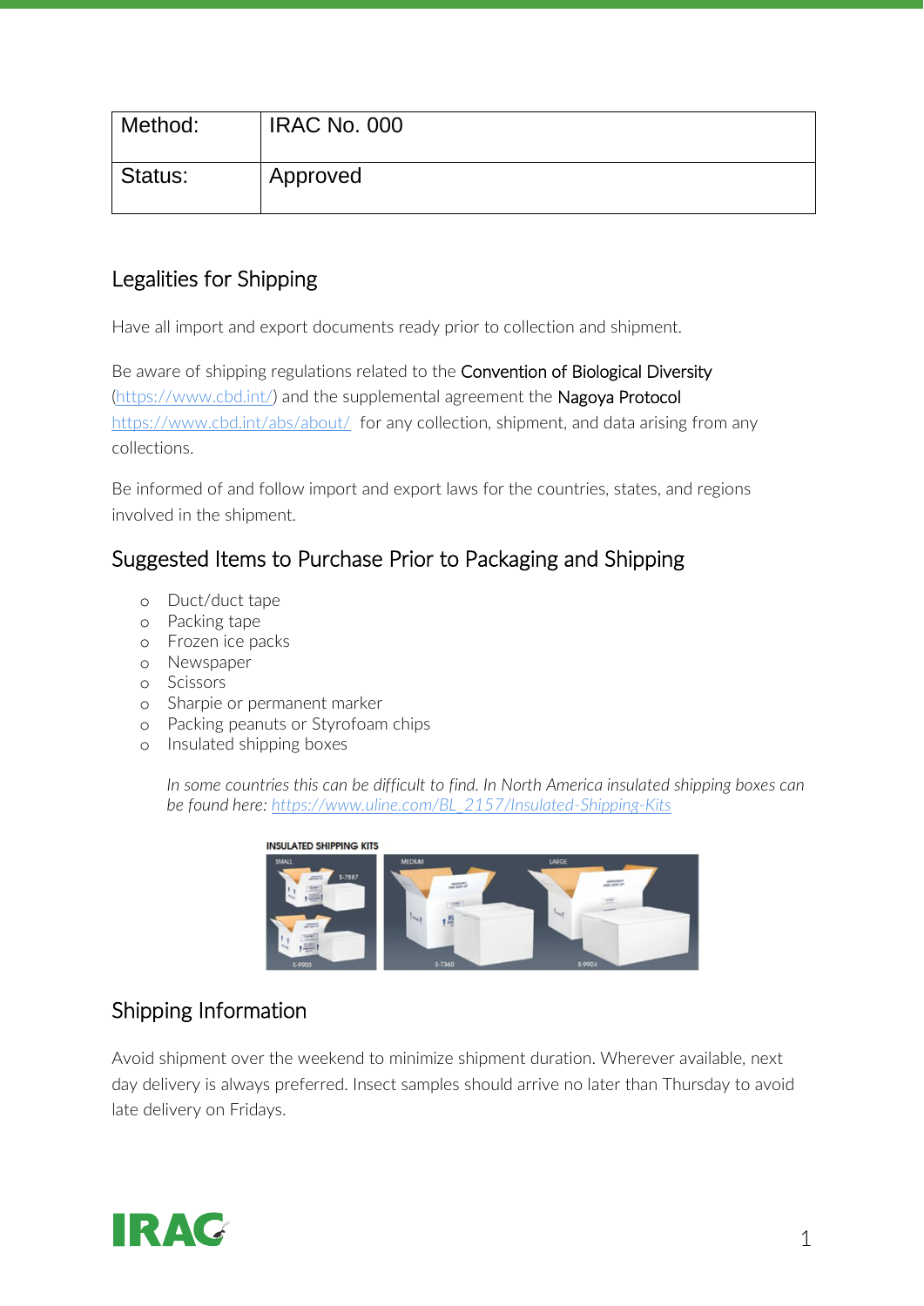| Method: | IRAC No. 000 |
|---|---|
| Status: | Approved |

## Legalities for Shipping

Have all import and export documents ready prior to collection and shipment.

Be aware of shipping regulations related to the Convention of Biological Diversity (https://www.cbd.int/) and the supplemental agreement the Nagoya Protocol https://www.cbd.int/abs/about/ for any collection, shipment, and data arising from any collections.

Be informed of and follow import and export laws for the countries, states, and regions involved in the shipment.

## Suggested Items to Purchase Prior to Packaging and Shipping

- Duct/duct tape
- Packing tape
- Frozen ice packs
- Newspaper
- Scissors
- Sharpie or permanent marker
- Packing peanuts or Styrofoam chips
- Insulated shipping boxes

*In some countries this can be difficult to find. In North America insulated shipping boxes can be found here: https://www.uline.com/BL_2157/Insulated-Shipping-Kits*

## Shipping Information

Avoid shipment over the weekend to minimize shipment duration. Wherever available, next day delivery is always preferred. Insect samples should arrive no later than Thursday to avoid late delivery on Fridays.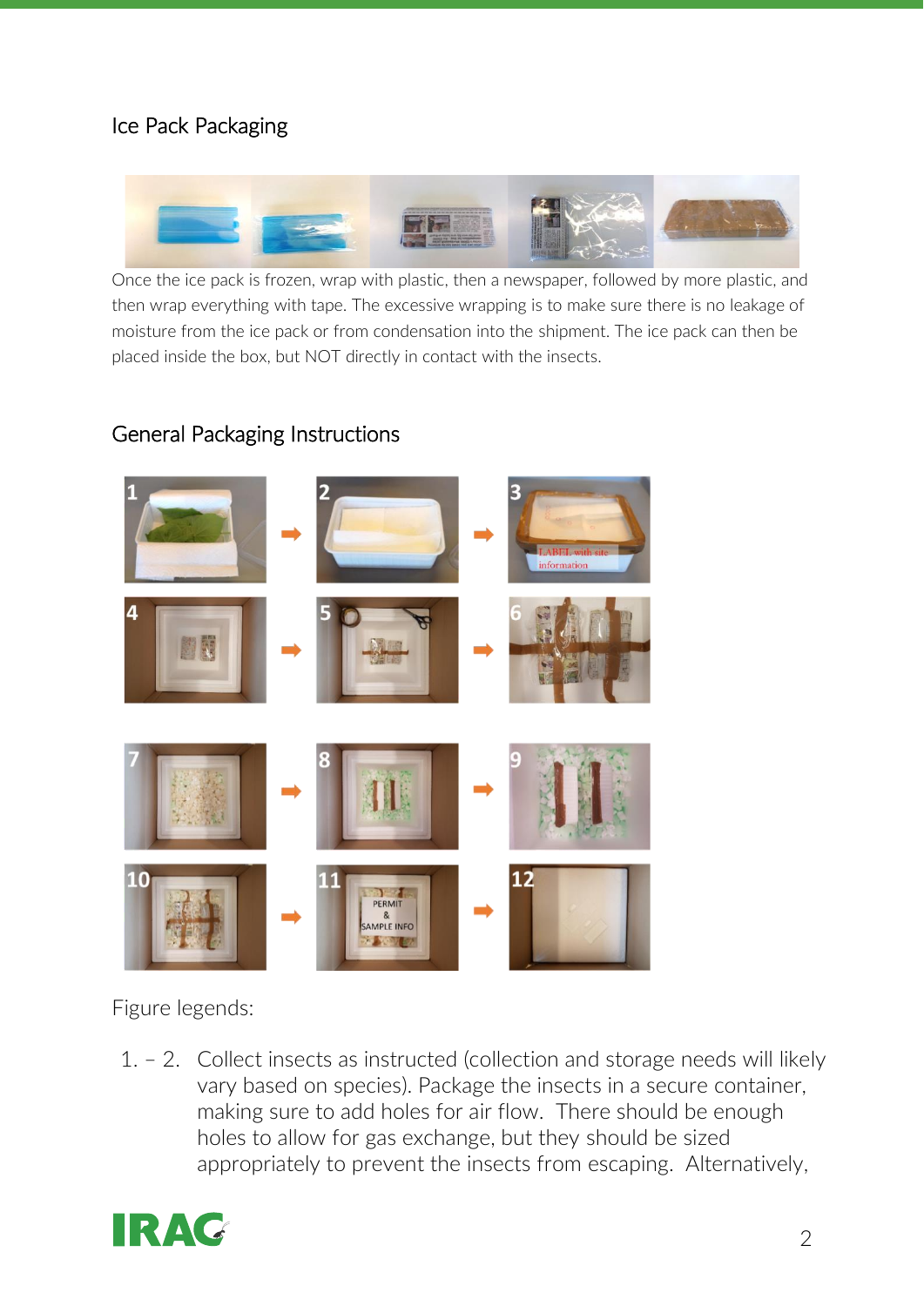## Ice Pack Packaging

Once the ice pack is frozen, wrap with plastic, then a newspaper, followed by more plastic, and then wrap everything with tape. The excessive wrapping is to make sure there is no leakage of moisture from the ice pack or from condensation into the shipment. The ice pack can then be placed inside the box, but NOT directly in contact with the insects.

## General Packaging Instructions

Figure legends:

1. – 2. Collect insects as instructed (collection and storage needs will likely vary based on species). Package the insects in a secure container, making sure to add holes for air flow. There should be enough holes to allow for gas exchange, but they should be sized appropriately to prevent the insects from escaping. Alternatively,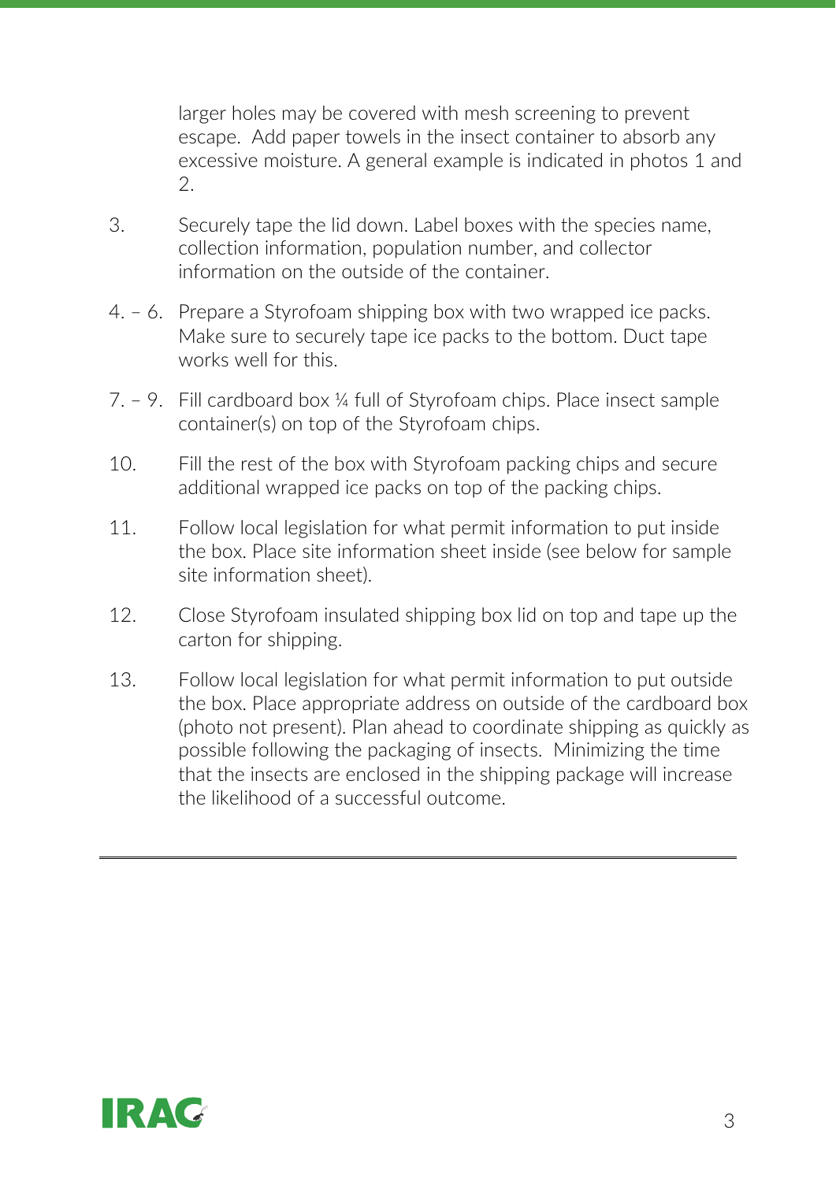larger holes may be covered with mesh screening to prevent escape. Add paper towels in the insect container to absorb any excessive moisture. A general example is indicated in photos 1 and 2.

3. Securely tape the lid down. Label boxes with the species name, collection information, population number, and collector information on the outside of the container.

4. – 6. Prepare a Styrofoam shipping box with two wrapped ice packs. Make sure to securely tape ice packs to the bottom. Duct tape works well for this.

7. – 9. Fill cardboard box ¼ full of Styrofoam chips. Place insect sample container(s) on top of the Styrofoam chips.

10. Fill the rest of the box with Styrofoam packing chips and secure additional wrapped ice packs on top of the packing chips.

11. Follow local legislation for what permit information to put inside the box. Place site information sheet inside (see below for sample site information sheet).

12. Close Styrofoam insulated shipping box lid on top and tape up the carton for shipping.

13. Follow local legislation for what permit information to put outside the box. Place appropriate address on outside of the cardboard box (photo not present). Plan ahead to coordinate shipping as quickly as possible following the packaging of insects. Minimizing the time that the insects are enclosed in the shipping package will increase the likelihood of a successful outcome.

---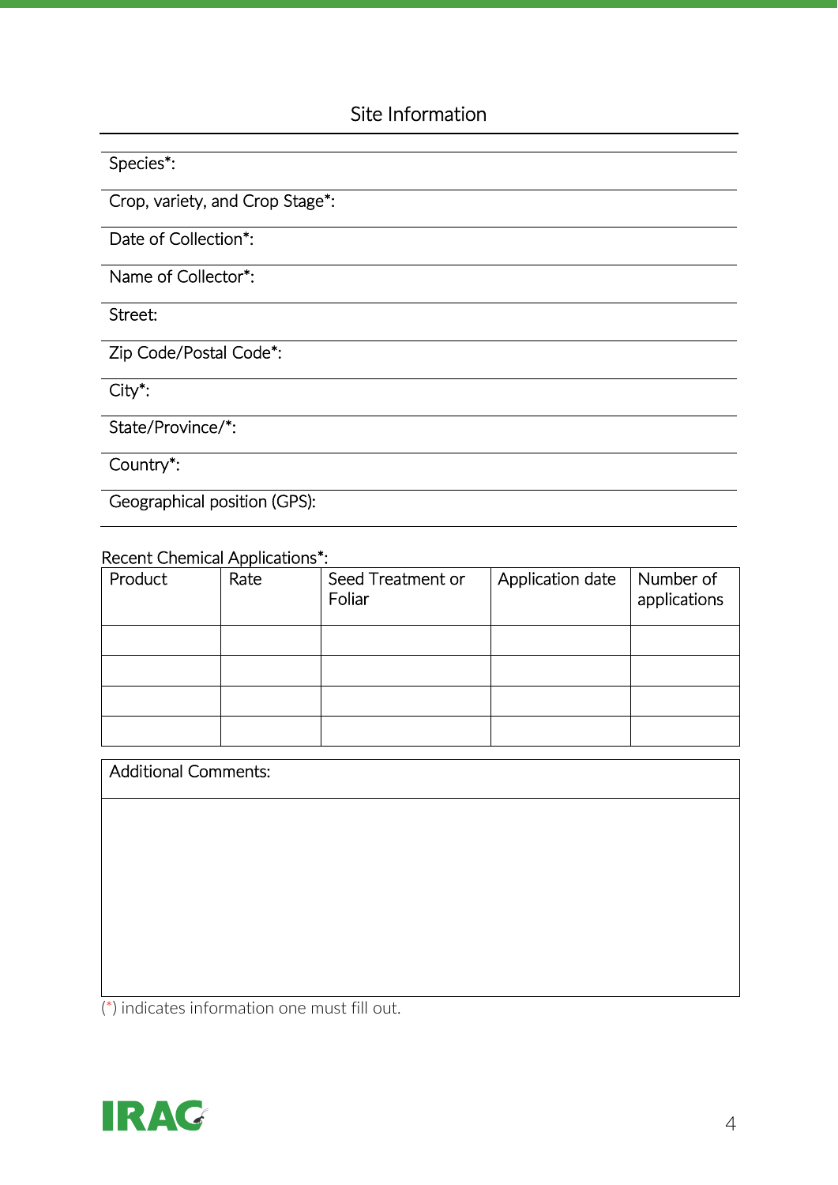## Site Information

Species*:

Crop, variety, and Crop Stage*:

Date of Collection*:

Name of Collector*:

Street:

Zip Code/Postal Code*:

City*:

State/Province/*:

Country*:

Geographical position (GPS):

Recent Chemical Applications*:

| Product | Rate | Seed Treatment or Foliar | Application date | Number of applications |
|---|---|---|---|---|
| | | | | |
| | | | | |
| | | | | |
| | | | | |

| Additional Comments: |
|---|
| |

(*) indicates information one must fill out.